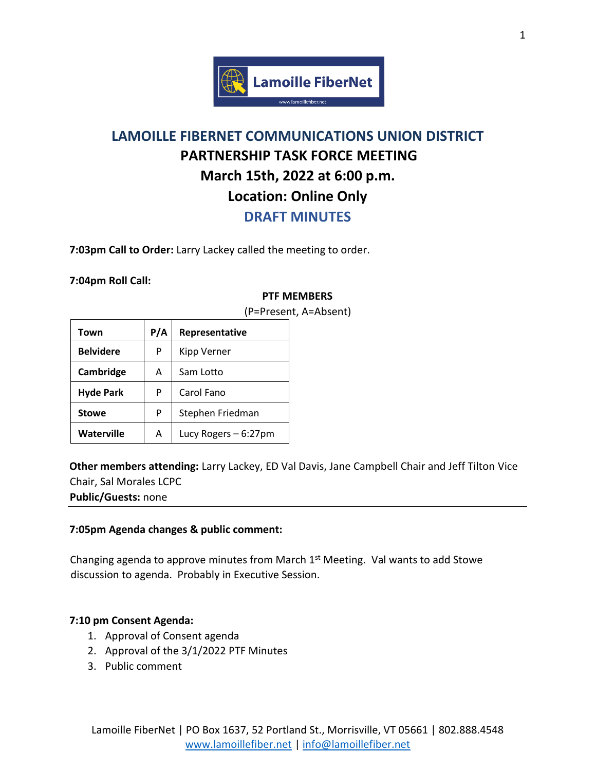# LAMOILLE FIBERNET COMMUNICATIONS UNION DISTRICT

## PARTNERSHIP TASK FORCE MEETING

## March 15th, 2022 at 6:00 p.m.

## Location: Online Only

## DRAFT MINUTES

**7:03pm Call to Order:** Larry Lackey called the meeting to order.

**7:04pm Roll Call:**

**PTF MEMBERS**

(P=Present, A=Absent)

| Town | P/A | Representative |
|---|---|---|
| **Belvidere** | P | Kipp Verner |
| **Cambridge** | A | Sam Lotto |
| **Hyde Park** | P | Carol Fano |
| **Stowe** | P | Stephen Friedman |
| **Waterville** | A | Lucy Rogers – 6:27pm |

**Other members attending:** Larry Lackey, ED Val Davis, Jane Campbell Chair and Jeff Tilton Vice Chair, Sal Morales LCPC

**Public/Guests:** none

---

**7:05pm Agenda changes & public comment:**

Changing agenda to approve minutes from March 1st Meeting. Val wants to add Stowe discussion to agenda. Probably in Executive Session.

**7:10 pm Consent Agenda:**

1. Approval of Consent agenda
2. Approval of the 3/1/2022 PTF Minutes
3. Public comment

Lamoille FiberNet | PO Box 1637, 52 Portland St., Morrisville, VT 05661 | 802.888.4548
www.lamoillefiber.net | info@lamoillefiber.net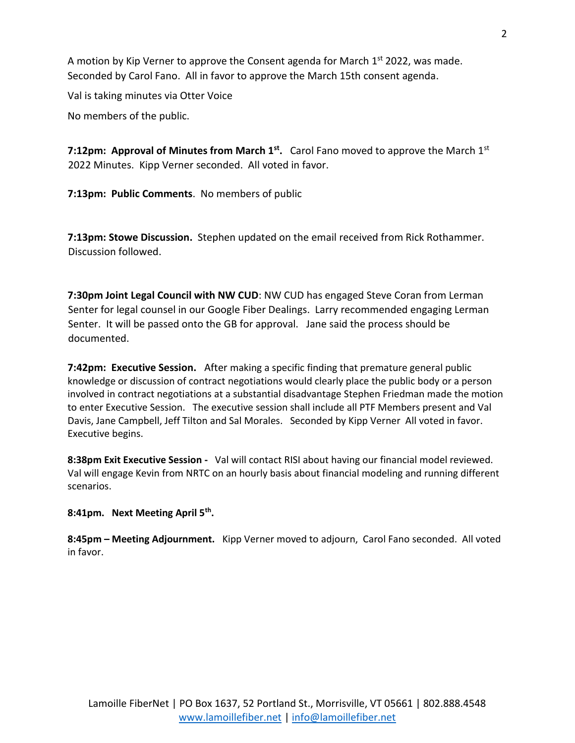A motion by Kip Verner to approve the Consent agenda for March 1st 2022, was made. Seconded by Carol Fano. All in favor to approve the March 15th consent agenda.

Val is taking minutes via Otter Voice

No members of the public.

**7:12pm: Approval of Minutes from March 1st.** Carol Fano moved to approve the March 1st 2022 Minutes. Kipp Verner seconded. All voted in favor.

**7:13pm: Public Comments**. No members of public

**7:13pm: Stowe Discussion.** Stephen updated on the email received from Rick Rothammer. Discussion followed.

**7:30pm Joint Legal Council with NW CUD**: NW CUD has engaged Steve Coran from Lerman Senter for legal counsel in our Google Fiber Dealings. Larry recommended engaging Lerman Senter. It will be passed onto the GB for approval. Jane said the process should be documented.

**7:42pm: Executive Session.** After making a specific finding that premature general public knowledge or discussion of contract negotiations would clearly place the public body or a person involved in contract negotiations at a substantial disadvantage Stephen Friedman made the motion to enter Executive Session. The executive session shall include all PTF Members present and Val Davis, Jane Campbell, Jeff Tilton and Sal Morales. Seconded by Kipp Verner All voted in favor. Executive begins.

**8:38pm Exit Executive Session -** Val will contact RISI about having our financial model reviewed. Val will engage Kevin from NRTC on an hourly basis about financial modeling and running different scenarios.

**8:41pm. Next Meeting April 5th.**

**8:45pm – Meeting Adjournment.** Kipp Verner moved to adjourn, Carol Fano seconded. All voted in favor.